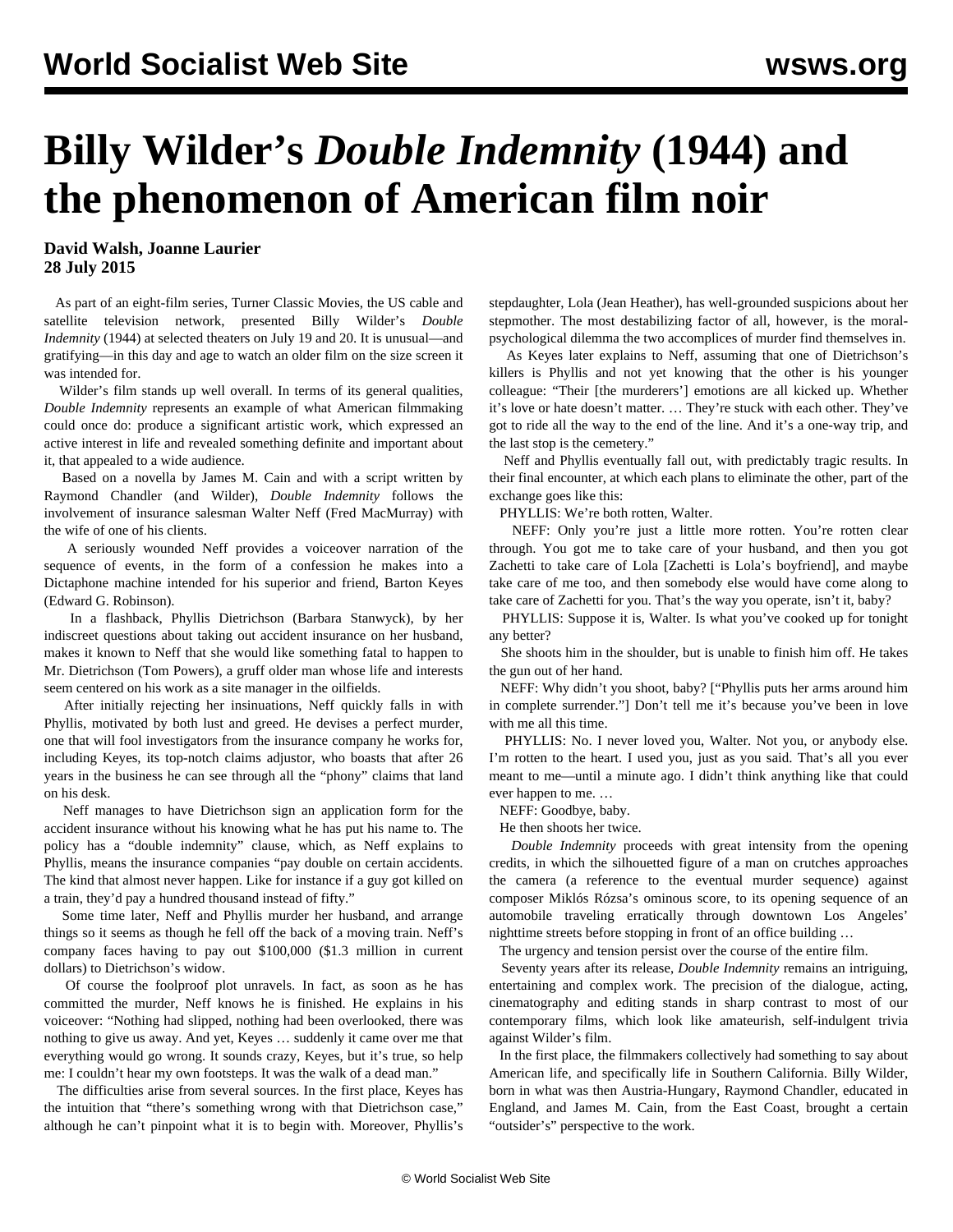# Billy Wilder's *Double Indemnity* (1944) and the phenomenon of American film noir

**David Walsh, Joanne Laurier**
**28 July 2015**

As part of an eight-film series, Turner Classic Movies, the US cable and satellite television network, presented Billy Wilder's *Double Indemnity* (1944) at selected theaters on July 19 and 20. It is unusual—and gratifying—in this day and age to watch an older film on the size screen it was intended for.

Wilder's film stands up well overall. In terms of its general qualities, *Double Indemnity* represents an example of what American filmmaking could once do: produce a significant artistic work, which expressed an active interest in life and revealed something definite and important about it, that appealed to a wide audience.

Based on a novella by James M. Cain and with a script written by Raymond Chandler (and Wilder), *Double Indemnity* follows the involvement of insurance salesman Walter Neff (Fred MacMurray) with the wife of one of his clients.

A seriously wounded Neff provides a voiceover narration of the sequence of events, in the form of a confession he makes into a Dictaphone machine intended for his superior and friend, Barton Keyes (Edward G. Robinson).

In a flashback, Phyllis Dietrichson (Barbara Stanwyck), by her indiscreet questions about taking out accident insurance on her husband, makes it known to Neff that she would like something fatal to happen to Mr. Dietrichson (Tom Powers), a gruff older man whose life and interests seem centered on his work as a site manager in the oilfields.

After initially rejecting her insinuations, Neff quickly falls in with Phyllis, motivated by both lust and greed. He devises a perfect murder, one that will fool investigators from the insurance company he works for, including Keyes, its top-notch claims adjustor, who boasts that after 26 years in the business he can see through all the "phony" claims that land on his desk.

Neff manages to have Dietrichson sign an application form for the accident insurance without his knowing what he has put his name to. The policy has a "double indemnity" clause, which, as Neff explains to Phyllis, means the insurance companies "pay double on certain accidents. The kind that almost never happen. Like for instance if a guy got killed on a train, they'd pay a hundred thousand instead of fifty."

Some time later, Neff and Phyllis murder her husband, and arrange things so it seems as though he fell off the back of a moving train. Neff's company faces having to pay out $100,000 ($1.3 million in current dollars) to Dietrichson's widow.

Of course the foolproof plot unravels. In fact, as soon as he has committed the murder, Neff knows he is finished. He explains in his voiceover: "Nothing had slipped, nothing had been overlooked, there was nothing to give us away. And yet, Keyes … suddenly it came over me that everything would go wrong. It sounds crazy, Keyes, but it's true, so help me: I couldn't hear my own footsteps. It was the walk of a dead man."

The difficulties arise from several sources. In the first place, Keyes has the intuition that "there's something wrong with that Dietrichson case," although he can't pinpoint what it is to begin with. Moreover, Phyllis's stepdaughter, Lola (Jean Heather), has well-grounded suspicions about her stepmother. The most destabilizing factor of all, however, is the moral-psychological dilemma the two accomplices of murder find themselves in.

As Keyes later explains to Neff, assuming that one of Dietrichson's killers is Phyllis and not yet knowing that the other is his younger colleague: "Their [the murderers'] emotions are all kicked up. Whether it's love or hate doesn't matter. … They're stuck with each other. They've got to ride all the way to the end of the line. And it's a one-way trip, and the last stop is the cemetery."

Neff and Phyllis eventually fall out, with predictably tragic results. In their final encounter, at which each plans to eliminate the other, part of the exchange goes like this:

PHYLLIS: We're both rotten, Walter.

NEFF: Only you're just a little more rotten. You're rotten clear through. You got me to take care of your husband, and then you got Zachetti to take care of Lola [Zachetti is Lola's boyfriend], and maybe take care of me too, and then somebody else would have come along to take care of Zachetti for you. That's the way you operate, isn't it, baby?

PHYLLIS: Suppose it is, Walter. Is what you've cooked up for tonight any better?

She shoots him in the shoulder, but is unable to finish him off. He takes the gun out of her hand.

NEFF: Why didn't you shoot, baby? ["Phyllis puts her arms around him in complete surrender."] Don't tell me it's because you've been in love with me all this time.

PHYLLIS: No. I never loved you, Walter. Not you, or anybody else. I'm rotten to the heart. I used you, just as you said. That's all you ever meant to me—until a minute ago. I didn't think anything like that could ever happen to me. …

NEFF: Goodbye, baby.

He then shoots her twice.

*Double Indemnity* proceeds with great intensity from the opening credits, in which the silhouetted figure of a man on crutches approaches the camera (a reference to the eventual murder sequence) against composer Miklós Rózsa's ominous score, to its opening sequence of an automobile traveling erratically through downtown Los Angeles' nighttime streets before stopping in front of an office building …

The urgency and tension persist over the course of the entire film.

Seventy years after its release, *Double Indemnity* remains an intriguing, entertaining and complex work. The precision of the dialogue, acting, cinematography and editing stands in sharp contrast to most of our contemporary films, which look like amateurish, self-indulgent trivia against Wilder's film.

In the first place, the filmmakers collectively had something to say about American life, and specifically life in Southern California. Billy Wilder, born in what was then Austria-Hungary, Raymond Chandler, educated in England, and James M. Cain, from the East Coast, brought a certain "outsider's" perspective to the work.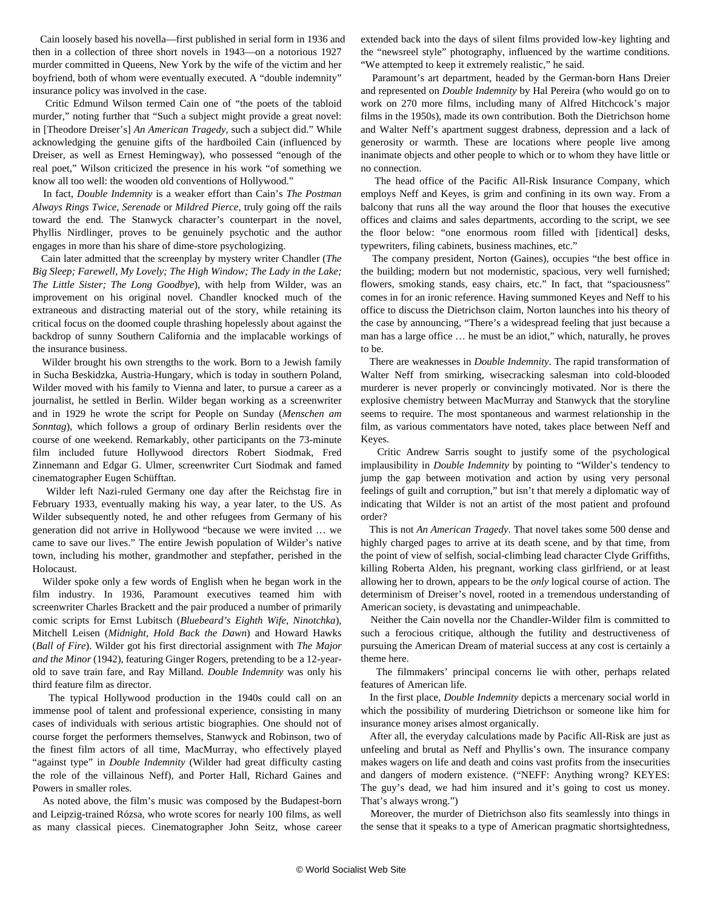Cain loosely based his novella—first published in serial form in 1936 and then in a collection of three short novels in 1943—on a notorious 1927 murder committed in Queens, New York by the wife of the victim and her boyfriend, both of whom were eventually executed. A "double indemnity" insurance policy was involved in the case.

Critic Edmund Wilson termed Cain one of "the poets of the tabloid murder," noting further that "Such a subject might provide a great novel: in [Theodore Dreiser's] *An American Tragedy*, such a subject did." While acknowledging the genuine gifts of the hardboiled Cain (influenced by Dreiser, as well as Ernest Hemingway), who possessed "enough of the real poet," Wilson criticized the presence in his work "of something we know all too well: the wooden old conventions of Hollywood."

In fact, *Double Indemnity* is a weaker effort than Cain's *The Postman Always Rings Twice*, *Serenade* or *Mildred Pierce*, truly going off the rails toward the end. The Stanwyck character's counterpart in the novel, Phyllis Nirdlinger, proves to be genuinely psychotic and the author engages in more than his share of dime-store psychologizing.

Cain later admitted that the screenplay by mystery writer Chandler (*The Big Sleep; Farewell, My Lovely; The High Window; The Lady in the Lake; The Little Sister; The Long Goodbye*), with help from Wilder, was an improvement on his original novel. Chandler knocked much of the extraneous and distracting material out of the story, while retaining its critical focus on the doomed couple thrashing hopelessly about against the backdrop of sunny Southern California and the implacable workings of the insurance business.

Wilder brought his own strengths to the work. Born to a Jewish family in Sucha Beskidzka, Austria-Hungary, which is today in southern Poland, Wilder moved with his family to Vienna and later, to pursue a career as a journalist, he settled in Berlin. Wilder began working as a screenwriter and in 1929 he wrote the script for People on Sunday (*Menschen am Sonntag*), which follows a group of ordinary Berlin residents over the course of one weekend. Remarkably, other participants on the 73-minute film included future Hollywood directors Robert Siodmak, Fred Zinnemann and Edgar G. Ulmer, screenwriter Curt Siodmak and famed cinematographer Eugen Schüfftan.

Wilder left Nazi-ruled Germany one day after the Reichstag fire in February 1933, eventually making his way, a year later, to the US. As Wilder subsequently noted, he and other refugees from Germany of his generation did not arrive in Hollywood "because we were invited … we came to save our lives." The entire Jewish population of Wilder's native town, including his mother, grandmother and stepfather, perished in the Holocaust.

Wilder spoke only a few words of English when he began work in the film industry. In 1936, Paramount executives teamed him with screenwriter Charles Brackett and the pair produced a number of primarily comic scripts for Ernst Lubitsch (*Bluebeard's Eighth Wife*, *Ninotchka*), Mitchell Leisen (*Midnight*, *Hold Back the Dawn*) and Howard Hawks (*Ball of Fire*). Wilder got his first directorial assignment with *The Major and the Minor* (1942), featuring Ginger Rogers, pretending to be a 12-year-old to save train fare, and Ray Milland. *Double Indemnity* was only his third feature film as director.

The typical Hollywood production in the 1940s could call on an immense pool of talent and professional experience, consisting in many cases of individuals with serious artistic biographies. One should not of course forget the performers themselves, Stanwyck and Robinson, two of the finest film actors of all time, MacMurray, who effectively played "against type" in *Double Indemnity* (Wilder had great difficulty casting the role of the villainous Neff), and Porter Hall, Richard Gaines and Powers in smaller roles.

As noted above, the film's music was composed by the Budapest-born and Leipzig-trained Rózsa, who wrote scores for nearly 100 films, as well as many classical pieces. Cinematographer John Seitz, whose career extended back into the days of silent films provided low-key lighting and the "newsreel style" photography, influenced by the wartime conditions. "We attempted to keep it extremely realistic," he said.

Paramount's art department, headed by the German-born Hans Dreier and represented on *Double Indemnity* by Hal Pereira (who would go on to work on 270 more films, including many of Alfred Hitchcock's major films in the 1950s), made its own contribution. Both the Dietrichson home and Walter Neff's apartment suggest drabness, depression and a lack of generosity or warmth. These are locations where people live among inanimate objects and other people to which or to whom they have little or no connection.

The head office of the Pacific All-Risk Insurance Company, which employs Neff and Keyes, is grim and confining in its own way. From a balcony that runs all the way around the floor that houses the executive offices and claims and sales departments, according to the script, we see the floor below: "one enormous room filled with [identical] desks, typewriters, filing cabinets, business machines, etc."

The company president, Norton (Gaines), occupies "the best office in the building; modern but not modernistic, spacious, very well furnished; flowers, smoking stands, easy chairs, etc." In fact, that "spaciousness" comes in for an ironic reference. Having summoned Keyes and Neff to his office to discuss the Dietrichson claim, Norton launches into his theory of the case by announcing, "There's a widespread feeling that just because a man has a large office … he must be an idiot," which, naturally, he proves to be.

There are weaknesses in *Double Indemnity*. The rapid transformation of Walter Neff from smirking, wisecracking salesman into cold-blooded murderer is never properly or convincingly motivated. Nor is there the explosive chemistry between MacMurray and Stanwyck that the storyline seems to require. The most spontaneous and warmest relationship in the film, as various commentators have noted, takes place between Neff and Keyes.

Critic Andrew Sarris sought to justify some of the psychological implausibility in *Double Indemnity* by pointing to "Wilder's tendency to jump the gap between motivation and action by using very personal feelings of guilt and corruption," but isn't that merely a diplomatic way of indicating that Wilder is not an artist of the most patient and profound order?

This is not *An American Tragedy*. That novel takes some 500 dense and highly charged pages to arrive at its death scene, and by that time, from the point of view of selfish, social-climbing lead character Clyde Griffiths, killing Roberta Alden, his pregnant, working class girlfriend, or at least allowing her to drown, appears to be the *only* logical course of action. The determinism of Dreiser's novel, rooted in a tremendous understanding of American society, is devastating and unimpeachable.

Neither the Cain novella nor the Chandler-Wilder film is committed to such a ferocious critique, although the futility and destructiveness of pursuing the American Dream of material success at any cost is certainly a theme here.

The filmmakers' principal concerns lie with other, perhaps related features of American life.

In the first place, *Double Indemnity* depicts a mercenary social world in which the possibility of murdering Dietrichson or someone like him for insurance money arises almost organically.

After all, the everyday calculations made by Pacific All-Risk are just as unfeeling and brutal as Neff and Phyllis's own. The insurance company makes wagers on life and death and coins vast profits from the insecurities and dangers of modern existence. ("NEFF: Anything wrong? KEYES: The guy's dead, we had him insured and it's going to cost us money. That's always wrong.")

Moreover, the murder of Dietrichson also fits seamlessly into things in the sense that it speaks to a type of American pragmatic shortsightedness,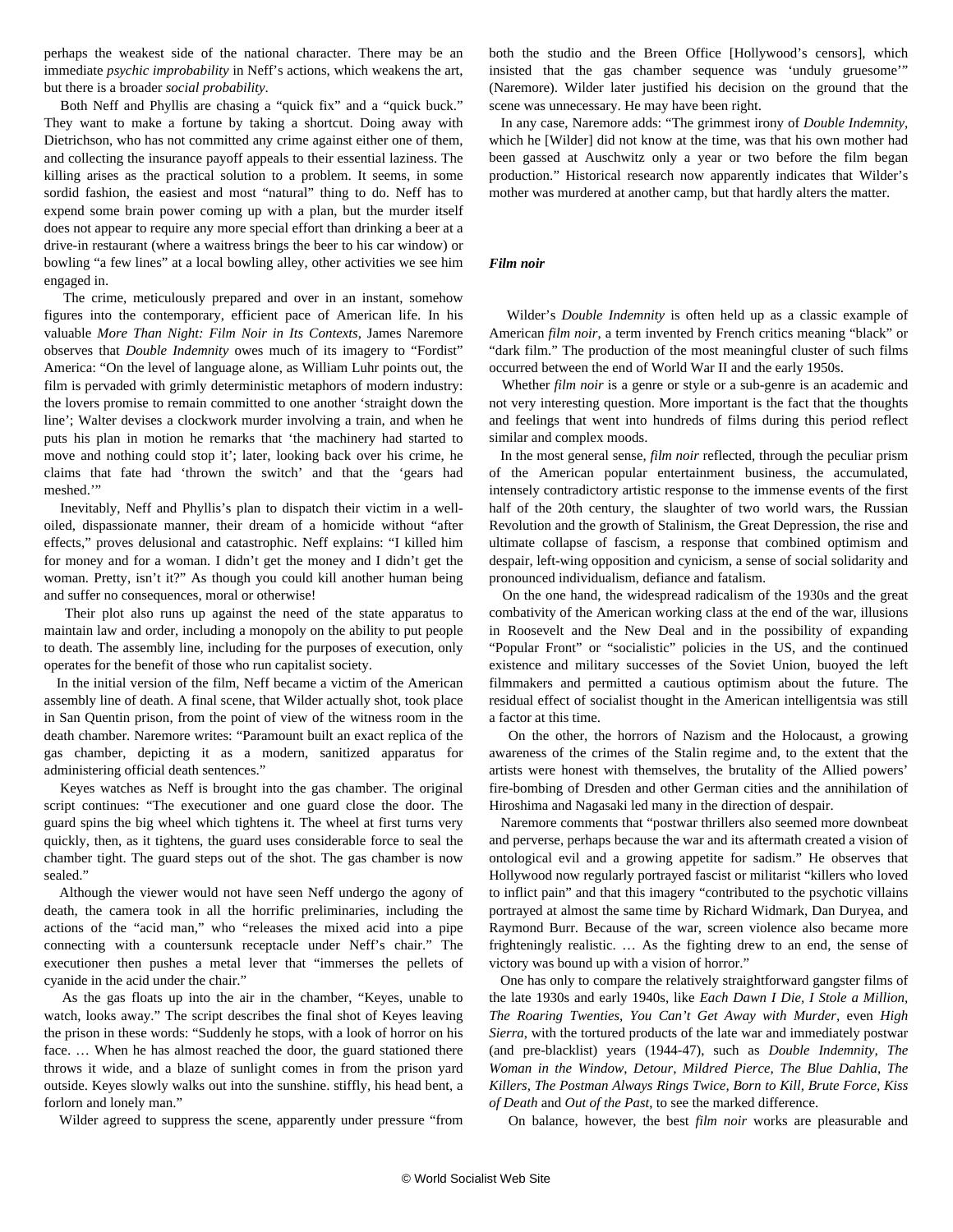perhaps the weakest side of the national character. There may be an immediate *psychic improbability* in Neff's actions, which weakens the art, but there is a broader *social probability*.

Both Neff and Phyllis are chasing a "quick fix" and a "quick buck." They want to make a fortune by taking a shortcut. Doing away with Dietrichson, who has not committed any crime against either one of them, and collecting the insurance payoff appeals to their essential laziness. The killing arises as the practical solution to a problem. It seems, in some sordid fashion, the easiest and most "natural" thing to do. Neff has to expend some brain power coming up with a plan, but the murder itself does not appear to require any more special effort than drinking a beer at a drive-in restaurant (where a waitress brings the beer to his car window) or bowling "a few lines" at a local bowling alley, other activities we see him engaged in.

The crime, meticulously prepared and over in an instant, somehow figures into the contemporary, efficient pace of American life. In his valuable *More Than Night: Film Noir in Its Contexts*, James Naremore observes that *Double Indemnity* owes much of its imagery to "Fordist" America: "On the level of language alone, as William Luhr points out, the film is pervaded with grimly deterministic metaphors of modern industry: the lovers promise to remain committed to one another 'straight down the line'; Walter devises a clockwork murder involving a train, and when he puts his plan in motion he remarks that 'the machinery had started to move and nothing could stop it'; later, looking back over his crime, he claims that fate had 'thrown the switch' and that the 'gears had meshed.'"

Inevitably, Neff and Phyllis's plan to dispatch their victim in a well-oiled, dispassionate manner, their dream of a homicide without "after effects," proves delusional and catastrophic. Neff explains: "I killed him for money and for a woman. I didn't get the money and I didn't get the woman. Pretty, isn't it?" As though you could kill another human being and suffer no consequences, moral or otherwise!

Their plot also runs up against the need of the state apparatus to maintain law and order, including a monopoly on the ability to put people to death. The assembly line, including for the purposes of execution, only operates for the benefit of those who run capitalist society.

In the initial version of the film, Neff became a victim of the American assembly line of death. A final scene, that Wilder actually shot, took place in San Quentin prison, from the point of view of the witness room in the death chamber. Naremore writes: "Paramount built an exact replica of the gas chamber, depicting it as a modern, sanitized apparatus for administering official death sentences."

Keyes watches as Neff is brought into the gas chamber. The original script continues: "The executioner and one guard close the door. The guard spins the big wheel which tightens it. The wheel at first turns very quickly, then, as it tightens, the guard uses considerable force to seal the chamber tight. The guard steps out of the shot. The gas chamber is now sealed."

Although the viewer would not have seen Neff undergo the agony of death, the camera took in all the horrific preliminaries, including the actions of the "acid man," who "releases the mixed acid into a pipe connecting with a countersunk receptacle under Neff's chair." The executioner then pushes a metal lever that "immerses the pellets of cyanide in the acid under the chair."

As the gas floats up into the air in the chamber, "Keyes, unable to watch, looks away." The script describes the final shot of Keyes leaving the prison in these words: "Suddenly he stops, with a look of horror on his face. … When he has almost reached the door, the guard stationed there throws it wide, and a blaze of sunlight comes in from the prison yard outside. Keyes slowly walks out into the sunshine. stiffly, his head bent, a forlorn and lonely man."

Wilder agreed to suppress the scene, apparently under pressure "from both the studio and the Breen Office [Hollywood's censors], which insisted that the gas chamber sequence was 'unduly gruesome'" (Naremore). Wilder later justified his decision on the ground that the scene was unnecessary. He may have been right.

In any case, Naremore adds: "The grimmest irony of *Double Indemnity*, which he [Wilder] did not know at the time, was that his own mother had been gassed at Auschwitz only a year or two before the film began production." Historical research now apparently indicates that Wilder's mother was murdered at another camp, but that hardly alters the matter.

### *Film noir*

Wilder's *Double Indemnity* is often held up as a classic example of American *film noir*, a term invented by French critics meaning "black" or "dark film." The production of the most meaningful cluster of such films occurred between the end of World War II and the early 1950s.

Whether *film noir* is a genre or style or a sub-genre is an academic and not very interesting question. More important is the fact that the thoughts and feelings that went into hundreds of films during this period reflect similar and complex moods.

In the most general sense, *film noir* reflected, through the peculiar prism of the American popular entertainment business, the accumulated, intensely contradictory artistic response to the immense events of the first half of the 20th century, the slaughter of two world wars, the Russian Revolution and the growth of Stalinism, the Great Depression, the rise and ultimate collapse of fascism, a response that combined optimism and despair, left-wing opposition and cynicism, a sense of social solidarity and pronounced individualism, defiance and fatalism.

On the one hand, the widespread radicalism of the 1930s and the great combativity of the American working class at the end of the war, illusions in Roosevelt and the New Deal and in the possibility of expanding "Popular Front" or "socialistic" policies in the US, and the continued existence and military successes of the Soviet Union, buoyed the left filmmakers and permitted a cautious optimism about the future. The residual effect of socialist thought in the American intelligentsia was still a factor at this time.

On the other, the horrors of Nazism and the Holocaust, a growing awareness of the crimes of the Stalin regime and, to the extent that the artists were honest with themselves, the brutality of the Allied powers' fire-bombing of Dresden and other German cities and the annihilation of Hiroshima and Nagasaki led many in the direction of despair.

Naremore comments that "postwar thrillers also seemed more downbeat and perverse, perhaps because the war and its aftermath created a vision of ontological evil and a growing appetite for sadism." He observes that Hollywood now regularly portrayed fascist or militarist "killers who loved to inflict pain" and that this imagery "contributed to the psychotic villains portrayed at almost the same time by Richard Widmark, Dan Duryea, and Raymond Burr. Because of the war, screen violence also became more frighteningly realistic. … As the fighting drew to an end, the sense of victory was bound up with a vision of horror."

One has only to compare the relatively straightforward gangster films of the late 1930s and early 1940s, like *Each Dawn I Die, I Stole a Million, The Roaring Twenties, You Can't Get Away with Murder*, even *High Sierra*, with the tortured products of the late war and immediately postwar (and pre-blacklist) years (1944-47), such as *Double Indemnity, The Woman in the Window, Detour, Mildred Pierce, The Blue Dahlia, The Killers, The Postman Always Rings Twice, Born to Kill, Brute Force, Kiss of Death* and *Out of the Past*, to see the marked difference.

On balance, however, the best *film noir* works are pleasurable and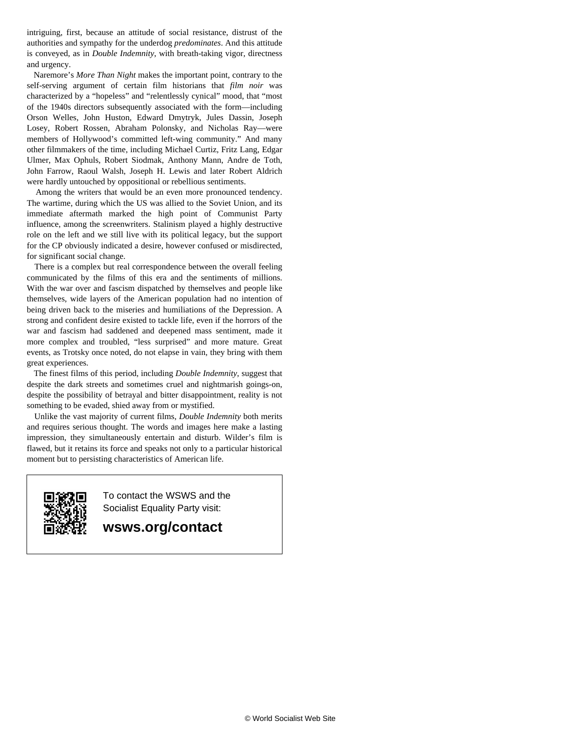intriguing, first, because an attitude of social resistance, distrust of the authorities and sympathy for the underdog *predominates*. And this attitude is conveyed, as in *Double Indemnity*, with breath-taking vigor, directness and urgency.

Naremore's *More Than Night* makes the important point, contrary to the self-serving argument of certain film historians that *film noir* was characterized by a "hopeless" and "relentlessly cynical" mood, that "most of the 1940s directors subsequently associated with the form—including Orson Welles, John Huston, Edward Dmytryk, Jules Dassin, Joseph Losey, Robert Rossen, Abraham Polonsky, and Nicholas Ray—were members of Hollywood's committed left-wing community." And many other filmmakers of the time, including Michael Curtiz, Fritz Lang, Edgar Ulmer, Max Ophuls, Robert Siodmak, Anthony Mann, Andre de Toth, John Farrow, Raoul Walsh, Joseph H. Lewis and later Robert Aldrich were hardly untouched by oppositional or rebellious sentiments.

Among the writers that would be an even more pronounced tendency. The wartime, during which the US was allied to the Soviet Union, and its immediate aftermath marked the high point of Communist Party influence, among the screenwriters. Stalinism played a highly destructive role on the left and we still live with its political legacy, but the support for the CP obviously indicated a desire, however confused or misdirected, for significant social change.

There is a complex but real correspondence between the overall feeling communicated by the films of this era and the sentiments of millions. With the war over and fascism dispatched by themselves and people like themselves, wide layers of the American population had no intention of being driven back to the miseries and humiliations of the Depression. A strong and confident desire existed to tackle life, even if the horrors of the war and fascism had saddened and deepened mass sentiment, made it more complex and troubled, "less surprised" and more mature. Great events, as Trotsky once noted, do not elapse in vain, they bring with them great experiences.

The finest films of this period, including *Double Indemnity*, suggest that despite the dark streets and sometimes cruel and nightmarish goings-on, despite the possibility of betrayal and bitter disappointment, reality is not something to be evaded, shied away from or mystified.

Unlike the vast majority of current films, *Double Indemnity* both merits and requires serious thought. The words and images here make a lasting impression, they simultaneously entertain and disturb. Wilder's film is flawed, but it retains its force and speaks not only to a particular historical moment but to persisting characteristics of American life.

To contact the WSWS and the Socialist Equality Party visit:

**wsws.org/contact**